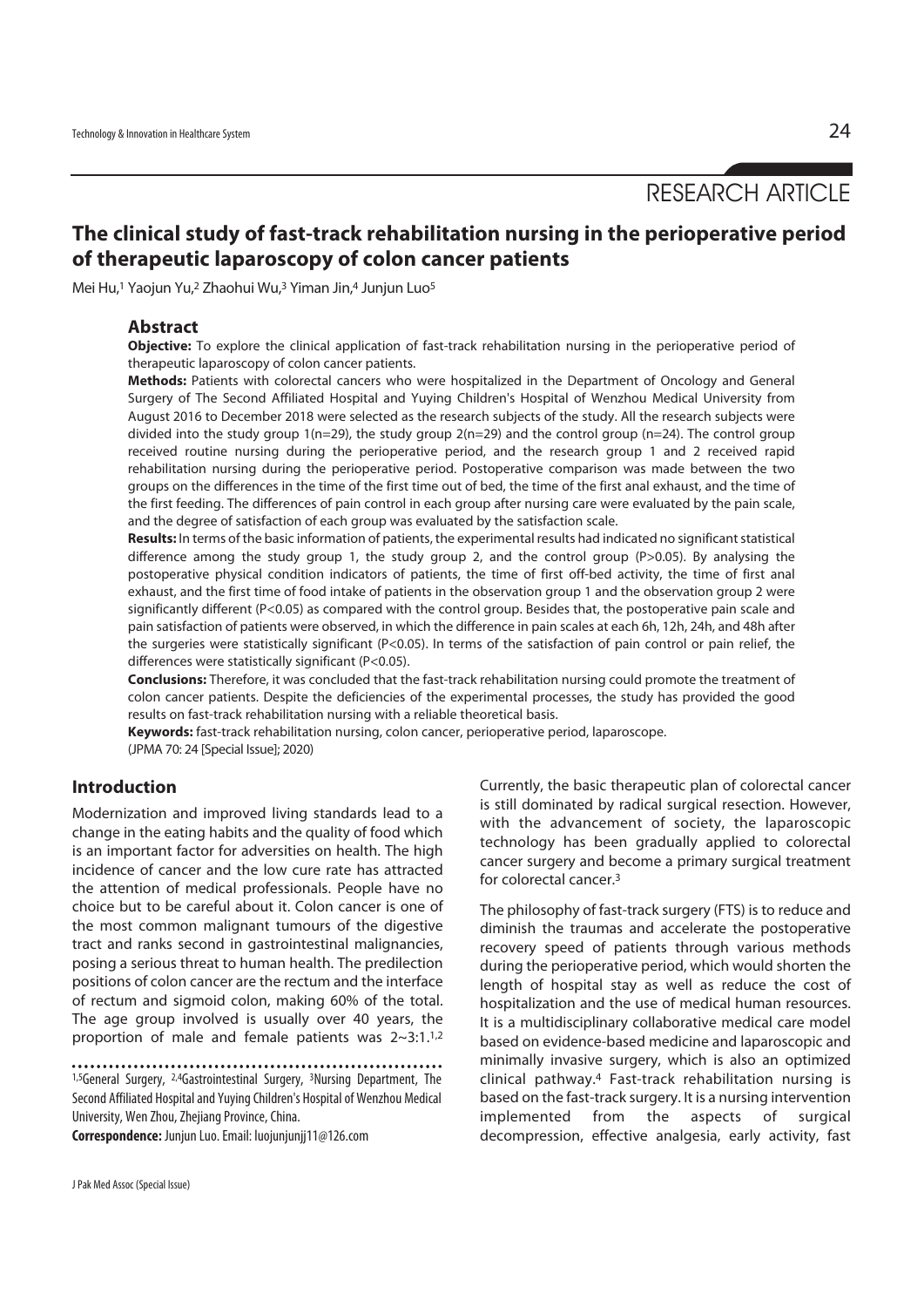RESEARCH ARTICLE

# The clinical study of fast-track rehabilitation nursing in the perioperative period of therapeutic laparoscopy of colon cancer patients

Mei Hu,[1] Yaojun Yu,[2] Zhaohui Wu,[3] Yiman Jin,[4] Junjun Luo[5]

## Abstract

**Objective:** To explore the clinical application of fast-track rehabilitation nursing in the perioperative period of therapeutic laparoscopy of colon cancer patients.

**Methods:** Patients with colorectal cancers who were hospitalized in the Department of Oncology and General Surgery of The Second Affiliated Hospital and Yuying Children's Hospital of Wenzhou Medical University from August 2016 to December 2018 were selected as the research subjects of the study. All the research subjects were divided into the study group 1(n=29), the study group 2(n=29) and the control group (n=24). The control group received routine nursing during the perioperative period, and the research group 1 and 2 received rapid rehabilitation nursing during the perioperative period. Postoperative comparison was made between the two groups on the differences in the time of the first time out of bed, the time of the first anal exhaust, and the time of the first feeding. The differences of pain control in each group after nursing care were evaluated by the pain scale, and the degree of satisfaction of each group was evaluated by the satisfaction scale.

**Results:** In terms of the basic information of patients, the experimental results had indicated no significant statistical difference among the study group 1, the study group 2, and the control group (P>0.05). By analysing the postoperative physical condition indicators of patients, the time of first off-bed activity, the time of first anal exhaust, and the first time of food intake of patients in the observation group 1 and the observation group 2 were significantly different (P<0.05) as compared with the control group. Besides that, the postoperative pain scale and pain satisfaction of patients were observed, in which the difference in pain scales at each 6h, 12h, 24h, and 48h after the surgeries were statistically significant (P<0.05). In terms of the satisfaction of pain control or pain relief, the differences were statistically significant (P<0.05).

**Conclusions:** Therefore, it was concluded that the fast-track rehabilitation nursing could promote the treatment of colon cancer patients. Despite the deficiencies of the experimental processes, the study has provided the good results on fast-track rehabilitation nursing with a reliable theoretical basis.

**Keywords:** fast-track rehabilitation nursing, colon cancer, perioperative period, laparoscope.

(JPMA 70: 24 [Special Issue]; 2020)

## Introduction

Modernization and improved living standards lead to a change in the eating habits and the quality of food which is an important factor for adversities on health. The high incidence of cancer and the low cure rate has attracted the attention of medical professionals. People have no choice but to be careful about it. Colon cancer is one of the most common malignant tumours of the digestive tract and ranks second in gastrointestinal malignancies, posing a serious threat to human health. The predilection positions of colon cancer are the rectum and the interface of rectum and sigmoid colon, making 60% of the total. The age group involved is usually over 40 years, the proportion of male and female patients was 2~3:1.[1,2]

Currently, the basic therapeutic plan of colorectal cancer is still dominated by radical surgical resection. However, with the advancement of society, the laparoscopic technology has been gradually applied to colorectal cancer surgery and become a primary surgical treatment for colorectal cancer.[3]

The philosophy of fast-track surgery (FTS) is to reduce and diminish the traumas and accelerate the postoperative recovery speed of patients through various methods during the perioperative period, which would shorten the length of hospital stay as well as reduce the cost of hospitalization and the use of medical human resources. It is a multidisciplinary collaborative medical care model based on evidence-based medicine and laparoscopic and minimally invasive surgery, which is also an optimized clinical pathway.[4] Fast-track rehabilitation nursing is based on the fast-track surgery. It is a nursing intervention implemented from the aspects of surgical decompression, effective analgesia, early activity, fast

[1,5]General Surgery, [2,4]Gastrointestinal Surgery, [3]Nursing Department, The Second Affiliated Hospital and Yuying Children's Hospital of Wenzhou Medical University, Wen Zhou, Zhejiang Province, China.

**Correspondence:** Junjun Luo. Email: luojunjunjj11@126.com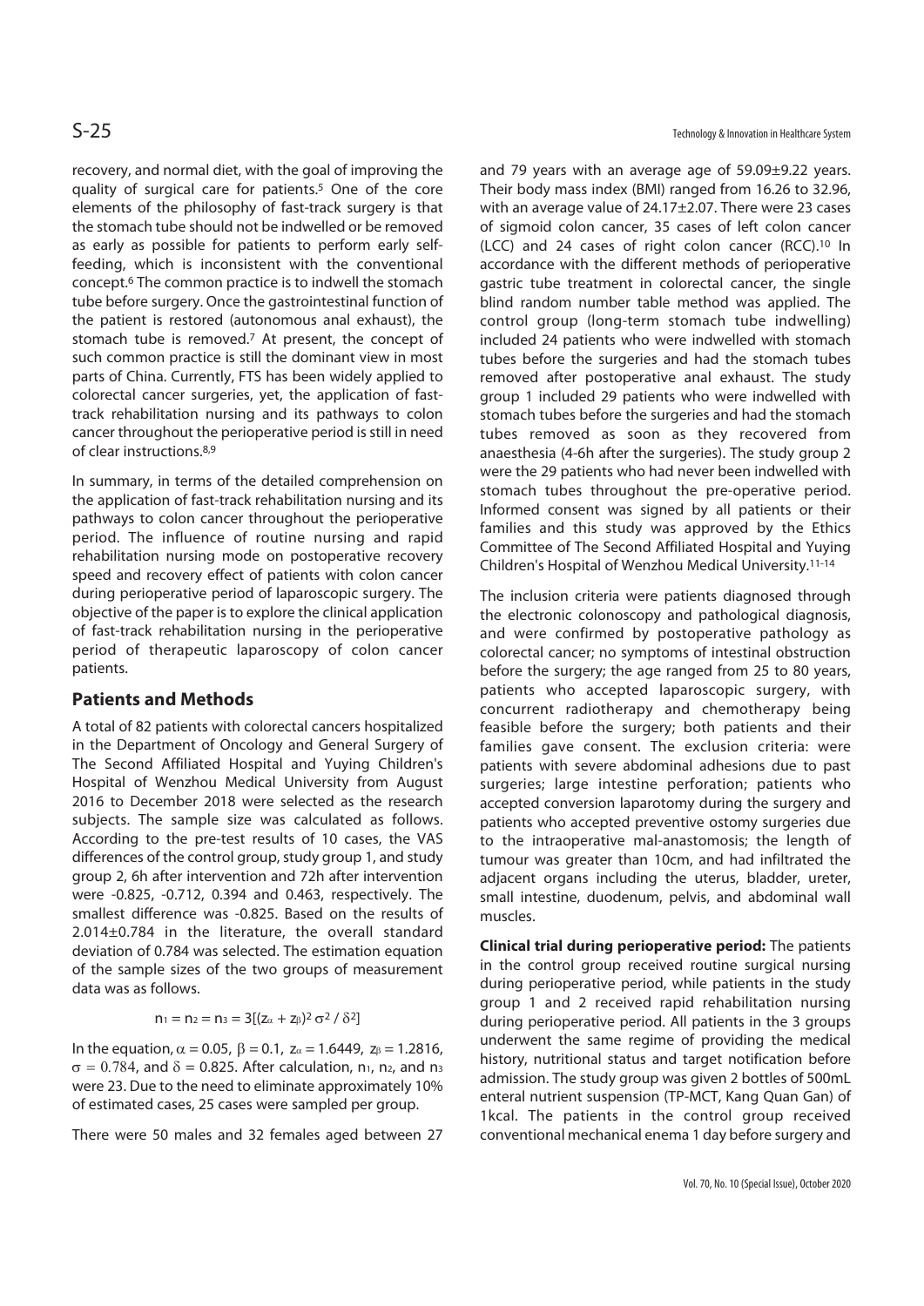recovery, and normal diet, with the goal of improving the quality of surgical care for patients.[5] One of the core elements of the philosophy of fast-track surgery is that the stomach tube should not be indwelled or be removed as early as possible for patients to perform early self-feeding, which is inconsistent with the conventional concept.[6] The common practice is to indwell the stomach tube before surgery. Once the gastrointestinal function of the patient is restored (autonomous anal exhaust), the stomach tube is removed.[7] At present, the concept of such common practice is still the dominant view in most parts of China. Currently, FTS has been widely applied to colorectal cancer surgeries, yet, the application of fast-track rehabilitation nursing and its pathways to colon cancer throughout the perioperative period is still in need of clear instructions.[8,9]

In summary, in terms of the detailed comprehension on the application of fast-track rehabilitation nursing and its pathways to colon cancer throughout the perioperative period. The influence of routine nursing and rapid rehabilitation nursing mode on postoperative recovery speed and recovery effect of patients with colon cancer during perioperative period of laparoscopic surgery. The objective of the paper is to explore the clinical application of fast-track rehabilitation nursing in the perioperative period of therapeutic laparoscopy of colon cancer patients.

## Patients and Methods

A total of 82 patients with colorectal cancers hospitalized in the Department of Oncology and General Surgery of The Second Affiliated Hospital and Yuying Children's Hospital of Wenzhou Medical University from August 2016 to December 2018 were selected as the research subjects. The sample size was calculated as follows. According to the pre-test results of 10 cases, the VAS differences of the control group, study group 1, and study group 2, 6h after intervention and 72h after intervention were -0.825, -0.712, 0.394 and 0.463, respectively. The smallest difference was -0.825. Based on the results of 2.014±0.784 in the literature, the overall standard deviation of 0.784 was selected. The estimation equation of the sample sizes of the two groups of measurement data was as follows.

$$n_1 = n_2 = n_3 = 3[(z_\alpha + z_\beta)^2 \sigma^2 / \delta^2]$$

In the equation, $\alpha = 0.05$, $\beta = 0.1$, $z_\alpha = 1.6449$, $z_\beta = 1.2816$, $\sigma = 0.784$, and $\delta = 0.825$. After calculation, $n_1$, $n_2$, and $n_3$ were 23. Due to the need to eliminate approximately 10% of estimated cases, 25 cases were sampled per group.

There were 50 males and 32 females aged between 27 and 79 years with an average age of 59.09±9.22 years. Their body mass index (BMI) ranged from 16.26 to 32.96, with an average value of 24.17±2.07. There were 23 cases of sigmoid colon cancer, 35 cases of left colon cancer (LCC) and 24 cases of right colon cancer (RCC).[10] In accordance with the different methods of perioperative gastric tube treatment in colorectal cancer, the single blind random number table method was applied. The control group (long-term stomach tube indwelling) included 24 patients who were indwelled with stomach tubes before the surgeries and had the stomach tubes removed after postoperative anal exhaust. The study group 1 included 29 patients who were indwelled with stomach tubes before the surgeries and had the stomach tubes removed as soon as they recovered from anaesthesia (4-6h after the surgeries). The study group 2 were the 29 patients who had never been indwelled with stomach tubes throughout the pre-operative period. Informed consent was signed by all patients or their families and this study was approved by the Ethics Committee of The Second Affiliated Hospital and Yuying Children's Hospital of Wenzhou Medical University.[11-14]

The inclusion criteria were patients diagnosed through the electronic colonoscopy and pathological diagnosis, and were confirmed by postoperative pathology as colorectal cancer; no symptoms of intestinal obstruction before the surgery; the age ranged from 25 to 80 years, patients who accepted laparoscopic surgery, with concurrent radiotherapy and chemotherapy being feasible before the surgery; both patients and their families gave consent. The exclusion criteria: were patients with severe abdominal adhesions due to past surgeries; large intestine perforation; patients who accepted conversion laparotomy during the surgery and patients who accepted preventive ostomy surgeries due to the intraoperative mal-anastomosis; the length of tumour was greater than 10cm, and had infiltrated the adjacent organs including the uterus, bladder, ureter, small intestine, duodenum, pelvis, and abdominal wall muscles.

**Clinical trial during perioperative period:** The patients in the control group received routine surgical nursing during perioperative period, while patients in the study group 1 and 2 received rapid rehabilitation nursing during perioperative period. All patients in the 3 groups underwent the same regime of providing the medical history, nutritional status and target notification before admission. The study group was given 2 bottles of 500mL enteral nutrient suspension (TP-MCT, Kang Quan Gan) of 1kcal. The patients in the control group received conventional mechanical enema 1 day before surgery and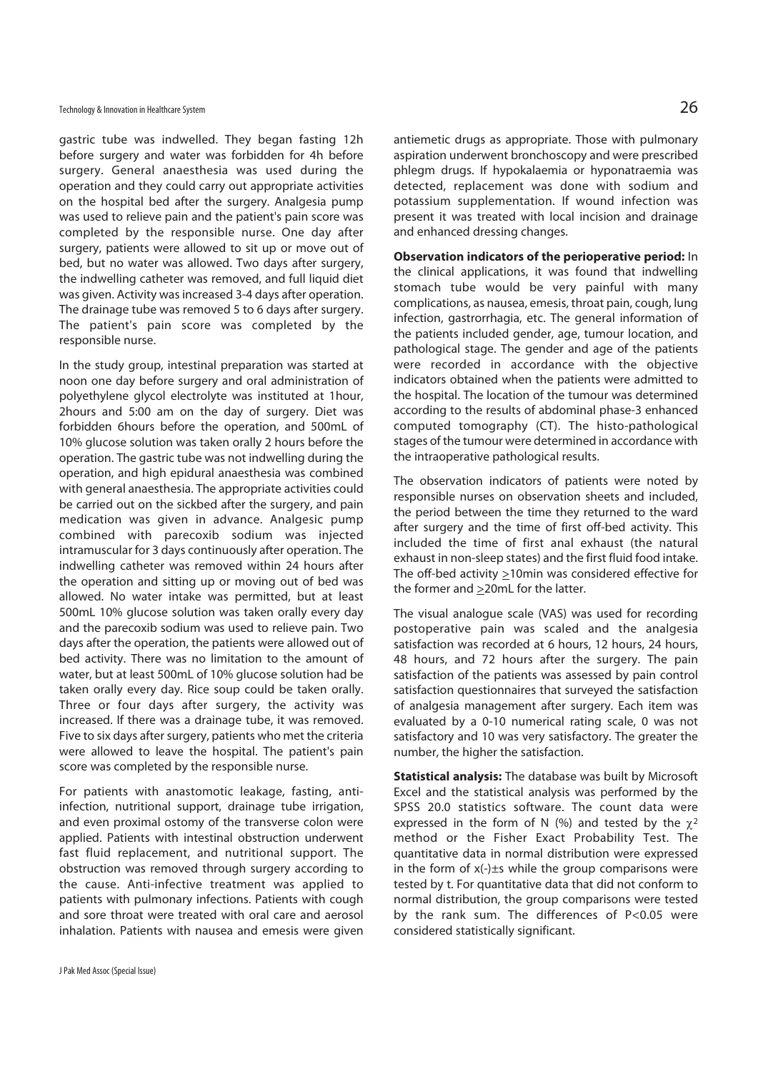gastric tube was indwelled. They began fasting 12h before surgery and water was forbidden for 4h before surgery. General anaesthesia was used during the operation and they could carry out appropriate activities on the hospital bed after the surgery. Analgesia pump was used to relieve pain and the patient's pain score was completed by the responsible nurse. One day after surgery, patients were allowed to sit up or move out of bed, but no water was allowed. Two days after surgery, the indwelling catheter was removed, and full liquid diet was given. Activity was increased 3-4 days after operation. The drainage tube was removed 5 to 6 days after surgery. The patient's pain score was completed by the responsible nurse.

In the study group, intestinal preparation was started at noon one day before surgery and oral administration of polyethylene glycol electrolyte was instituted at 1hour, 2hours and 5:00 am on the day of surgery. Diet was forbidden 6hours before the operation, and 500mL of 10% glucose solution was taken orally 2 hours before the operation. The gastric tube was not indwelling during the operation, and high epidural anaesthesia was combined with general anaesthesia. The appropriate activities could be carried out on the sickbed after the surgery, and pain medication was given in advance. Analgesic pump combined with parecoxib sodium was injected intramuscular for 3 days continuously after operation. The indwelling catheter was removed within 24 hours after the operation and sitting up or moving out of bed was allowed. No water intake was permitted, but at least 500mL 10% glucose solution was taken orally every day and the parecoxib sodium was used to relieve pain. Two days after the operation, the patients were allowed out of bed activity. There was no limitation to the amount of water, but at least 500mL of 10% glucose solution had be taken orally every day. Rice soup could be taken orally. Three or four days after surgery, the activity was increased. If there was a drainage tube, it was removed. Five to six days after surgery, patients who met the criteria were allowed to leave the hospital. The patient's pain score was completed by the responsible nurse.

For patients with anastomotic leakage, fasting, anti-infection, nutritional support, drainage tube irrigation, and even proximal ostomy of the transverse colon were applied. Patients with intestinal obstruction underwent fast fluid replacement, and nutritional support. The obstruction was removed through surgery according to the cause. Anti-infective treatment was applied to patients with pulmonary infections. Patients with cough and sore throat were treated with oral care and aerosol inhalation. Patients with nausea and emesis were given antiemetic drugs as appropriate. Those with pulmonary aspiration underwent bronchoscopy and were prescribed phlegm drugs. If hypokalaemia or hyponatraemia was detected, replacement was done with sodium and potassium supplementation. If wound infection was present it was treated with local incision and drainage and enhanced dressing changes.

**Observation indicators of the perioperative period:** In the clinical applications, it was found that indwelling stomach tube would be very painful with many complications, as nausea, emesis, throat pain, cough, lung infection, gastrorrhagia, etc. The general information of the patients included gender, age, tumour location, and pathological stage. The gender and age of the patients were recorded in accordance with the objective indicators obtained when the patients were admitted to the hospital. The location of the tumour was determined according to the results of abdominal phase-3 enhanced computed tomography (CT). The histo-pathological stages of the tumour were determined in accordance with the intraoperative pathological results.

The observation indicators of patients were noted by responsible nurses on observation sheets and included, the period between the time they returned to the ward after surgery and the time of first off-bed activity. This included the time of first anal exhaust (the natural exhaust in non-sleep states) and the first fluid food intake. The off-bed activity $\geq$10min was considered effective for the former and $\geq$20mL for the latter.

The visual analogue scale (VAS) was used for recording postoperative pain was scaled and the analgesia satisfaction was recorded at 6 hours, 12 hours, 24 hours, 48 hours, and 72 hours after the surgery. The pain satisfaction of the patients was assessed by pain control satisfaction questionnaires that surveyed the satisfaction of analgesia management after surgery. Each item was evaluated by a 0-10 numerical rating scale, 0 was not satisfactory and 10 was very satisfactory. The greater the number, the higher the satisfaction.

**Statistical analysis:** The database was built by Microsoft Excel and the statistical analysis was performed by the SPSS 20.0 statistics software. The count data were expressed in the form of N (%) and tested by the $\chi^2$ method or the Fisher Exact Probability Test. The quantitative data in normal distribution were expressed in the form of $\bar{x}\pm s$ while the group comparisons were tested by t. For quantitative data that did not conform to normal distribution, the group comparisons were tested by the rank sum. The differences of $P<0.05$ were considered statistically significant.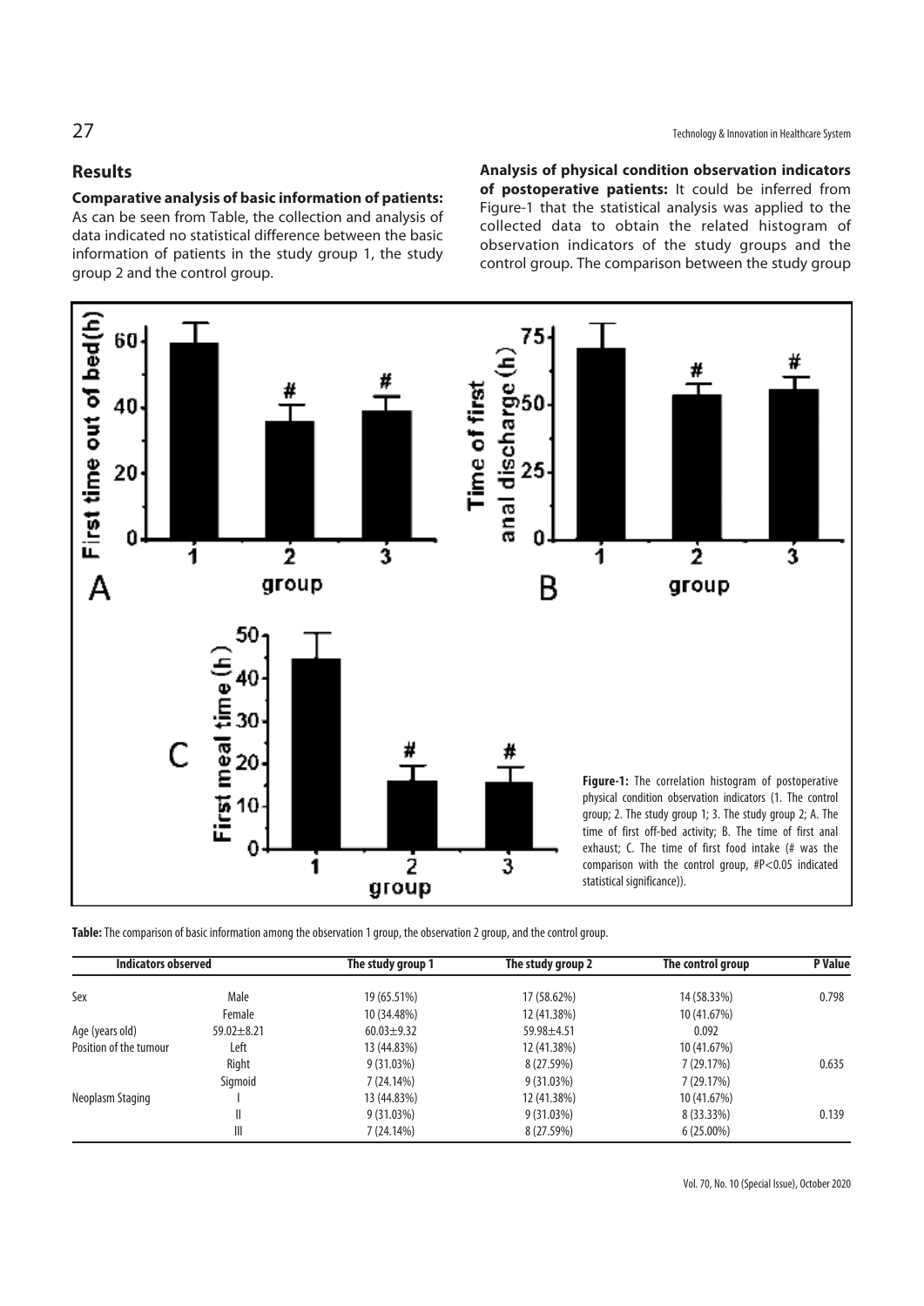## Results

**Comparative analysis of basic information of patients:** As can be seen from Table, the collection and analysis of data indicated no statistical difference between the basic information of patients in the study group 1, the study group 2 and the control group.

**Analysis of physical condition observation indicators of postoperative patients:** It could be inferred from Figure-1 that the statistical analysis was applied to the collected data to obtain the related histogram of observation indicators of the study groups and the control group. The comparison between the study group

**Figure-1:** The correlation histogram of postoperative physical condition observation indicators (1. The control group; 2. The study group 1; 3. The study group 2; A. The time of first off-bed activity; B. The time of first anal exhaust; C. The time of first food intake (# was the comparison with the control group, #P<0.05 indicated statistical significance)).

**Table:** The comparison of basic information among the observation 1 group, the observation 2 group, and the control group.

| Indicators observed | | The study group 1 | The study group 2 | The control group | P Value |
|---|---|---|---|---|---|
| Sex | Male | 19 (65.51%) | 17 (58.62%) | 14 (58.33%) | 0.798 |
| | Female | 10 (34.48%) | 12 (41.38%) | 10 (41.67%) | |
| Age (years old) | 59.02±8.21 | 60.03±9.32 | 59.98±4.51 | 0.092 | |
| Position of the tumour | Left | 13 (44.83%) | 12 (41.38%) | 10 (41.67%) | |
| | Right | 9 (31.03%) | 8 (27.59%) | 7 (29.17%) | 0.635 |
| | Sigmoid | 7 (24.14%) | 9 (31.03%) | 7 (29.17%) | |
| Neoplasm Staging | I | 13 (44.83%) | 12 (41.38%) | 10 (41.67%) | |
| | II | 9 (31.03%) | 9 (31.03%) | 8 (33.33%) | 0.139 |
| | III | 7 (24.14%) | 8 (27.59%) | 6 (25.00%) | |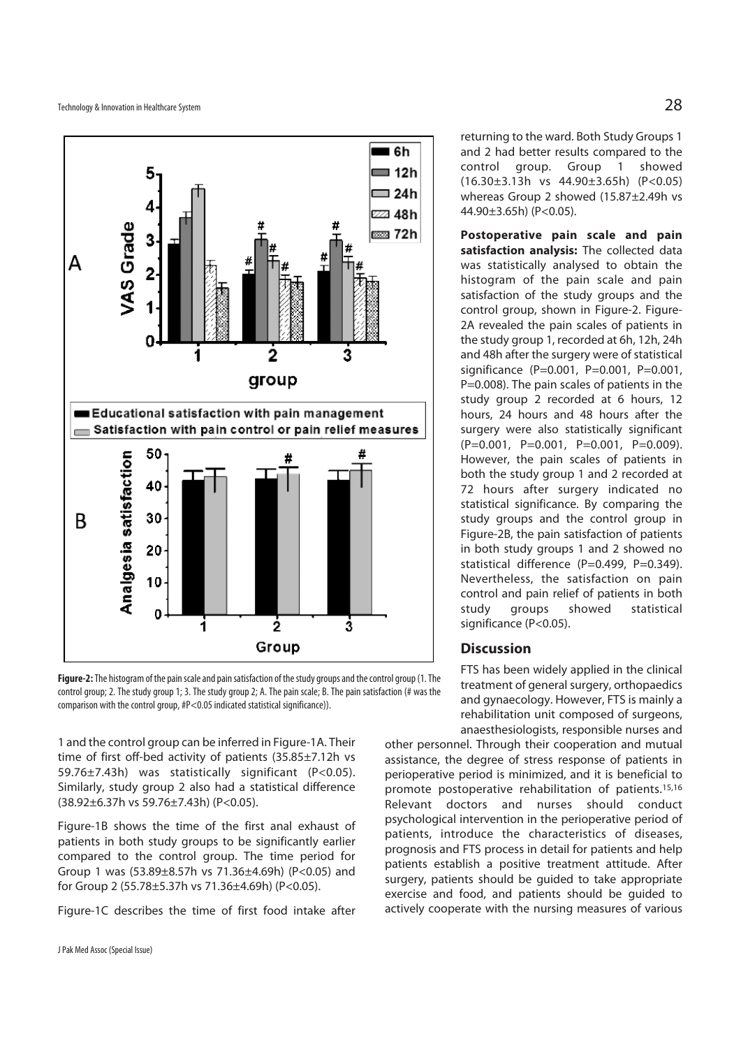**Figure-2:** The histogram of the pain scale and pain satisfaction of the study groups and the control group (1. The control group; 2. The study group 1; 3. The study group 2; A. The pain scale; B. The pain satisfaction (# was the comparison with the control group, #P<0.05 indicated statistical significance)).

1 and the control group can be inferred in Figure-1A. Their time of first off-bed activity of patients (35.85±7.12h vs 59.76±7.43h) was statistically significant (P<0.05). Similarly, study group 2 also had a statistical difference (38.92±6.37h vs 59.76±7.43h) (P<0.05).

Figure-1B shows the time of the first anal exhaust of patients in both study groups to be significantly earlier compared to the control group. The time period for Group 1 was (53.89±8.57h vs 71.36±4.69h) (P<0.05) and for Group 2 (55.78±5.37h vs 71.36±4.69h) (P<0.05).

Figure-1C describes the time of first food intake after returning to the ward. Both Study Groups 1 and 2 had better results compared to the control group. Group 1 showed (16.30±3.13h vs 44.90±3.65h) (P<0.05) whereas Group 2 showed (15.87±2.49h vs 44.90±3.65h) (P<0.05).

**Postoperative pain scale and pain satisfaction analysis:** The collected data was statistically analysed to obtain the histogram of the pain scale and pain satisfaction of the study groups and the control group, shown in Figure-2. Figure-2A revealed the pain scales of patients in the study group 1, recorded at 6h, 12h, 24h and 48h after the surgery were of statistical significance (P=0.001, P=0.001, P=0.001, P=0.008). The pain scales of patients in the study group 2 recorded at 6 hours, 12 hours, 24 hours and 48 hours after the surgery were also statistically significant (P=0.001, P=0.001, P=0.001, P=0.009). However, the pain scales of patients in both the study group 1 and 2 recorded at 72 hours after surgery indicated no statistical significance. By comparing the study groups and the control group in Figure-2B, the pain satisfaction of patients in both study groups 1 and 2 showed no statistical difference (P=0.499, P=0.349). Nevertheless, the satisfaction on pain control and pain relief of patients in both study groups showed statistical significance (P<0.05).

## Discussion

FTS has been widely applied in the clinical treatment of general surgery, orthopaedics and gynaecology. However, FTS is mainly a rehabilitation unit composed of surgeons, anaesthesiologists, responsible nurses and other personnel. Through their cooperation and mutual assistance, the degree of stress response of patients in perioperative period is minimized, and it is beneficial to promote postoperative rehabilitation of patients.[15,16] Relevant doctors and nurses should conduct psychological intervention in the perioperative period of patients, introduce the characteristics of diseases, prognosis and FTS process in detail for patients and help patients establish a positive treatment attitude. After surgery, patients should be guided to take appropriate exercise and food, and patients should be guided to actively cooperate with the nursing measures of various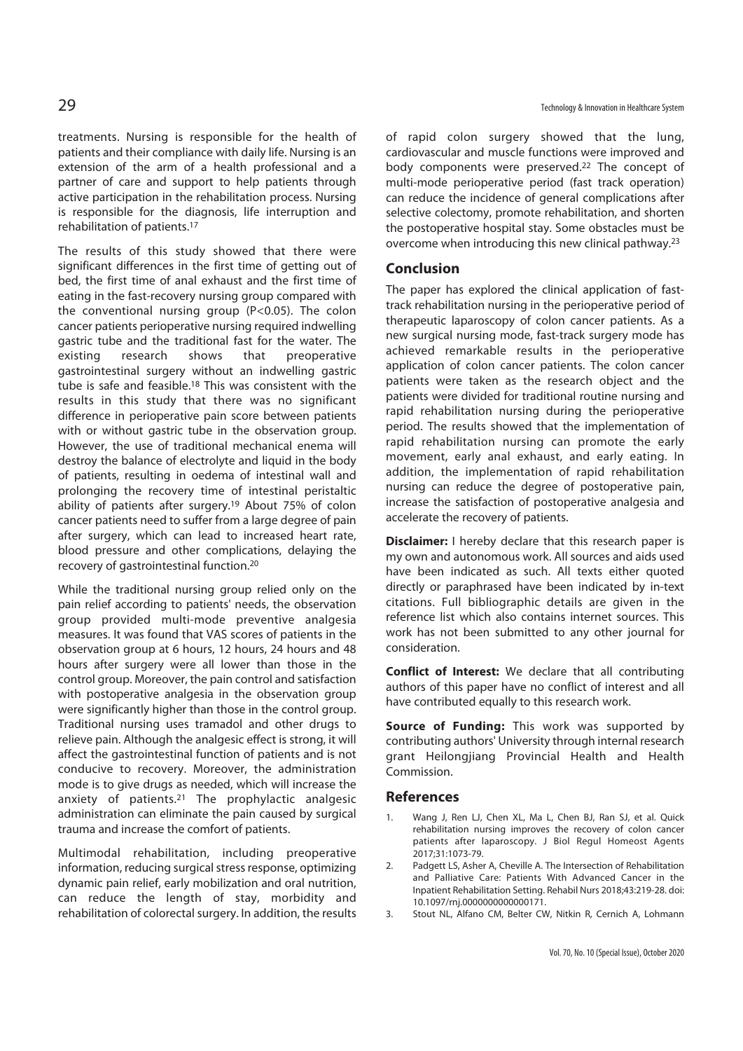treatments. Nursing is responsible for the health of patients and their compliance with daily life. Nursing is an extension of the arm of a health professional and a partner of care and support to help patients through active participation in the rehabilitation process. Nursing is responsible for the diagnosis, life interruption and rehabilitation of patients.[17]

The results of this study showed that there were significant differences in the first time of getting out of bed, the first time of anal exhaust and the first time of eating in the fast-recovery nursing group compared with the conventional nursing group ($P<0.05$). The colon cancer patients perioperative nursing required indwelling gastric tube and the traditional fast for the water. The existing research shows that preoperative gastrointestinal surgery without an indwelling gastric tube is safe and feasible.[18] This was consistent with the results in this study that there was no significant difference in perioperative pain score between patients with or without gastric tube in the observation group. However, the use of traditional mechanical enema will destroy the balance of electrolyte and liquid in the body of patients, resulting in oedema of intestinal wall and prolonging the recovery time of intestinal peristaltic ability of patients after surgery.[19] About 75% of colon cancer patients need to suffer from a large degree of pain after surgery, which can lead to increased heart rate, blood pressure and other complications, delaying the recovery of gastrointestinal function.[20]

While the traditional nursing group relied only on the pain relief according to patients' needs, the observation group provided multi-mode preventive analgesia measures. It was found that VAS scores of patients in the observation group at 6 hours, 12 hours, 24 hours and 48 hours after surgery were all lower than those in the control group. Moreover, the pain control and satisfaction with postoperative analgesia in the observation group were significantly higher than those in the control group. Traditional nursing uses tramadol and other drugs to relieve pain. Although the analgesic effect is strong, it will affect the gastrointestinal function of patients and is not conducive to recovery. Moreover, the administration mode is to give drugs as needed, which will increase the anxiety of patients.[21] The prophylactic analgesic administration can eliminate the pain caused by surgical trauma and increase the comfort of patients.

Multimodal rehabilitation, including preoperative information, reducing surgical stress response, optimizing dynamic pain relief, early mobilization and oral nutrition, can reduce the length of stay, morbidity and rehabilitation of colorectal surgery. In addition, the results of rapid colon surgery showed that the lung, cardiovascular and muscle functions were improved and body components were preserved.[22] The concept of multi-mode perioperative period (fast track operation) can reduce the incidence of general complications after selective colectomy, promote rehabilitation, and shorten the postoperative hospital stay. Some obstacles must be overcome when introducing this new clinical pathway.[23]

## Conclusion

The paper has explored the clinical application of fast-track rehabilitation nursing in the perioperative period of therapeutic laparoscopy of colon cancer patients. As a new surgical nursing mode, fast-track surgery mode has achieved remarkable results in the perioperative application of colon cancer patients. The colon cancer patients were taken as the research object and the patients were divided for traditional routine nursing and rapid rehabilitation nursing during the perioperative period. The results showed that the implementation of rapid rehabilitation nursing can promote the early movement, early anal exhaust, and early eating. In addition, the implementation of rapid rehabilitation nursing can reduce the degree of postoperative pain, increase the satisfaction of postoperative analgesia and accelerate the recovery of patients.

**Disclaimer:** I hereby declare that this research paper is my own and autonomous work. All sources and aids used have been indicated as such. All texts either quoted directly or paraphrased have been indicated by in-text citations. Full bibliographic details are given in the reference list which also contains internet sources. This work has not been submitted to any other journal for consideration.

**Conflict of Interest:** We declare that all contributing authors of this paper have no conflict of interest and all have contributed equally to this research work.

**Source of Funding:** This work was supported by contributing authors' University through internal research grant Heilongjiang Provincial Health and Health Commission.

## References

1. Wang J, Ren LJ, Chen XL, Ma L, Chen BJ, Ran SJ, et al. Quick rehabilitation nursing improves the recovery of colon cancer patients after laparoscopy. J Biol Regul Homeost Agents 2017;31:1073-79.
2. Padgett LS, Asher A, Cheville A. The Intersection of Rehabilitation and Palliative Care: Patients With Advanced Cancer in the Inpatient Rehabilitation Setting. Rehabil Nurs 2018;43:219-28. doi: 10.1097/rnj.0000000000000171.
3. Stout NL, Alfano CM, Belter CW, Nitkin R, Cernich A, Lohmann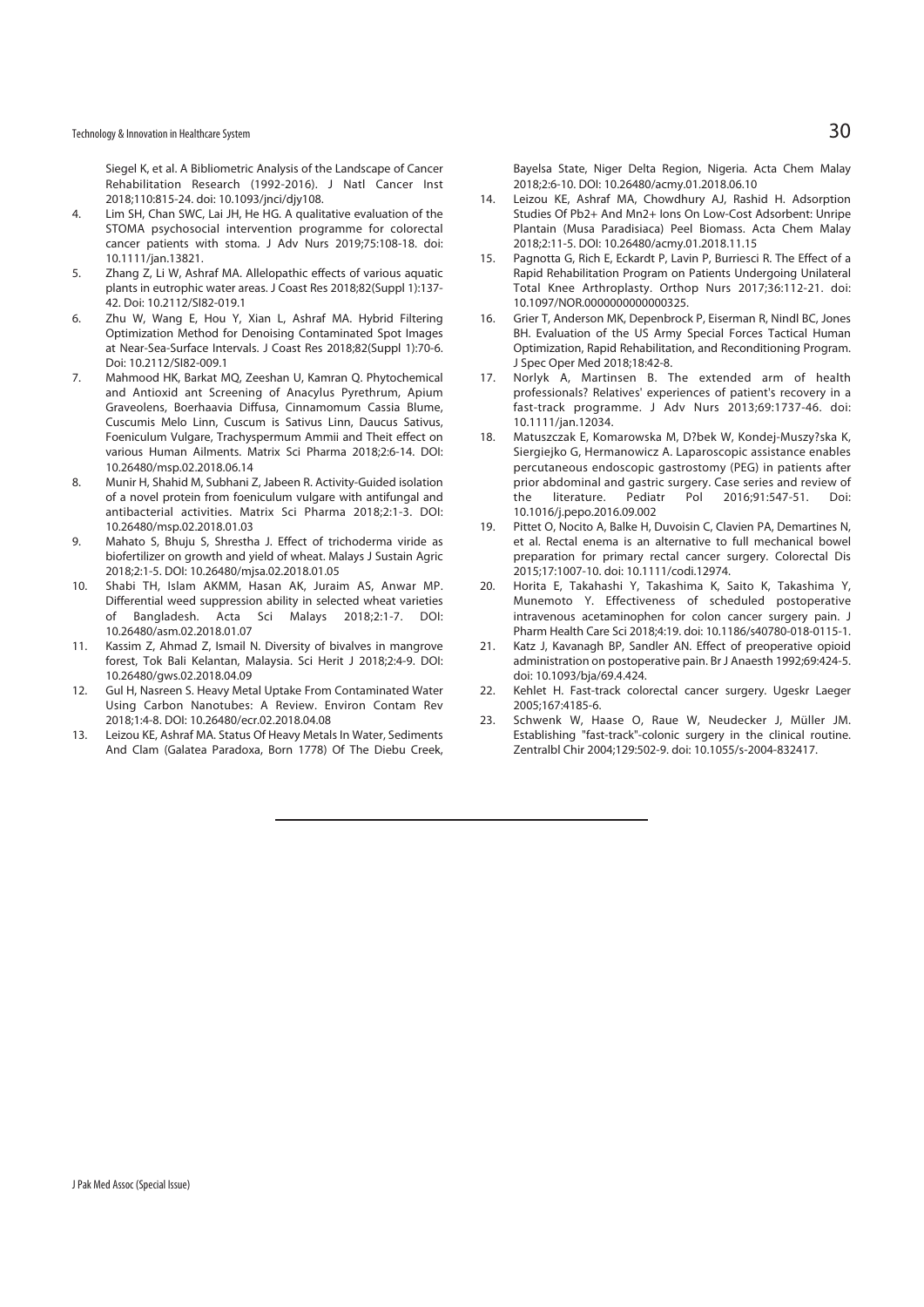Siegel K, et al. A Bibliometric Analysis of the Landscape of Cancer Rehabilitation Research (1992-2016). J Natl Cancer Inst 2018;110:815-24. doi: 10.1093/jnci/djy108.

4. Lim SH, Chan SWC, Lai JH, He HG. A qualitative evaluation of the STOMA psychosocial intervention programme for colorectal cancer patients with stoma. J Adv Nurs 2019;75:108-18. doi: 10.1111/jan.13821.
5. Zhang Z, Li W, Ashraf MA. Allelopathic effects of various aquatic plants in eutrophic water areas. J Coast Res 2018;82(Suppl 1):137-42. Doi: 10.2112/SI82-019.1
6. Zhu W, Wang E, Hou Y, Xian L, Ashraf MA. Hybrid Filtering Optimization Method for Denoising Contaminated Spot Images at Near-Sea-Surface Intervals. J Coast Res 2018;82(Suppl 1):70-6. Doi: 10.2112/SI82-009.1
7. Mahmood HK, Barkat MQ, Zeeshan U, Kamran Q. Phytochemical and Antioxid ant Screening of Anacylus Pyrethrum, Apium Graveolens, Boerhaavia Diffusa, Cinnamomum Cassia Blume, Cuscumis Melo Linn, Cuscum is Sativus Linn, Daucus Sativus, Foeniculum Vulgare, Trachyspermum Ammii and Theit effect on various Human Ailments. Matrix Sci Pharma 2018;2:6-14. DOI: 10.26480/msp.02.2018.06.14
8. Munir H, Shahid M, Subhani Z, Jabeen R. Activity-Guided isolation of a novel protein from foeniculum vulgare with antifungal and antibacterial activities. Matrix Sci Pharma 2018;2:1-3. DOI: 10.26480/msp.02.2018.01.03
9. Mahato S, Bhuju S, Shrestha J. Effect of trichoderma viride as biofertilizer on growth and yield of wheat. Malays J Sustain Agric 2018;2:1-5. DOI: 10.26480/mjsa.02.2018.01.05
10. Shabi TH, Islam AKMM, Hasan AK, Juraim AS, Anwar MP. Differential weed suppression ability in selected wheat varieties of Bangladesh. Acta Sci Malays 2018;2:1-7. DOI: 10.26480/asm.02.2018.01.07
11. Kassim Z, Ahmad Z, Ismail N. Diversity of bivalves in mangrove forest, Tok Bali Kelantan, Malaysia. Sci Herit J 2018;2:4-9. DOI: 10.26480/gws.02.2018.04.09
12. Gul H, Nasreen S. Heavy Metal Uptake From Contaminated Water Using Carbon Nanotubes: A Review. Environ Contam Rev 2018;1:4-8. DOI: 10.26480/ecr.02.2018.04.08
13. Leizou KE, Ashraf MA. Status Of Heavy Metals In Water, Sediments And Clam (Galatea Paradoxa, Born 1778) Of The Diebu Creek, Bayelsa State, Niger Delta Region, Nigeria. Acta Chem Malay 2018;2:6-10. DOI: 10.26480/acmy.01.2018.06.10
14. Leizou KE, Ashraf MA, Chowdhury AJ, Rashid H. Adsorption Studies Of Pb2+ And Mn2+ Ions On Low-Cost Adsorbent: Unripe Plantain (Musa Paradisiaca) Peel Biomass. Acta Chem Malay 2018;2:11-5. DOI: 10.26480/acmy.01.2018.11.15
15. Pagnotta G, Rich E, Eckardt P, Lavin P, Burriesci R. The Effect of a Rapid Rehabilitation Program on Patients Undergoing Unilateral Total Knee Arthroplasty. Orthop Nurs 2017;36:112-21. doi: 10.1097/NOR.0000000000000325.
16. Grier T, Anderson MK, Depenbrock P, Eiserman R, Nindl BC, Jones BH. Evaluation of the US Army Special Forces Tactical Human Optimization, Rapid Rehabilitation, and Reconditioning Program. J Spec Oper Med 2018;18:42-8.
17. Norlyk A, Martinsen B. The extended arm of health professionals? Relatives' experiences of patient's recovery in a fast-track programme. J Adv Nurs 2013;69:1737-46. doi: 10.1111/jan.12034.
18. Matuszczak E, Komarowska M, D?bek W, Kondej-Muszy?ska K, Siergiejko G, Hermanowicz A. Laparoscopic assistance enables percutaneous endoscopic gastrostomy (PEG) in patients after prior abdominal and gastric surgery. Case series and review of the literature. Pediatr Pol 2016;91:547-51. Doi: 10.1016/j.pepo.2016.09.002
19. Pittet O, Nocito A, Balke H, Duvoisin C, Clavien PA, Demartines N, et al. Rectal enema is an alternative to full mechanical bowel preparation for primary rectal cancer surgery. Colorectal Dis 2015;17:1007-10. doi: 10.1111/codi.12974.
20. Horita E, Takahashi Y, Takashima K, Saito K, Takashima Y, Munemoto Y. Effectiveness of scheduled postoperative intravenous acetaminophen for colon cancer surgery pain. J Pharm Health Care Sci 2018;4:19. doi: 10.1186/s40780-018-0115-1.
21. Katz J, Kavanagh BP, Sandler AN. Effect of preoperative opioid administration on postoperative pain. Br J Anaesth 1992;69:424-5. doi: 10.1093/bja/69.4.424.
22. Kehlet H. Fast-track colorectal cancer surgery. Ugeskr Laeger 2005;167:4185-6.
23. Schwenk W, Haase O, Raue W, Neudecker J, Müller JM. Establishing "fast-track"-colonic surgery in the clinical routine. Zentralbl Chir 2004;129:502-9. doi: 10.1055/s-2004-832417.